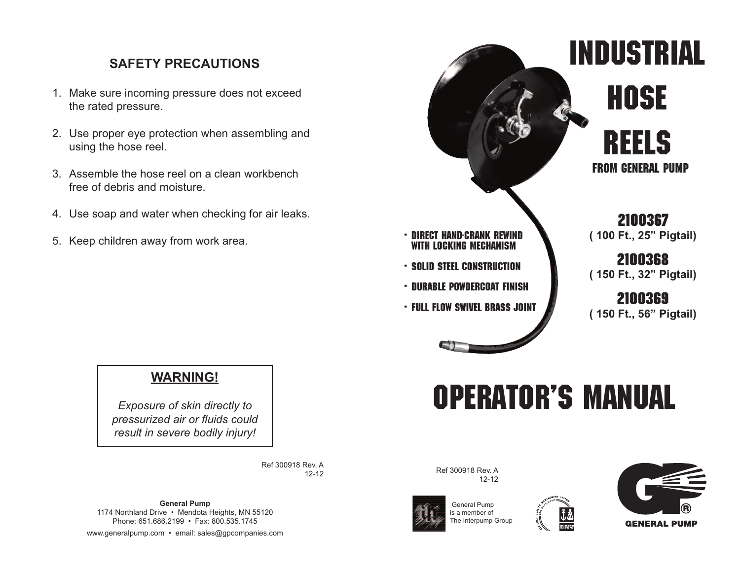## SAFETY PRECAUTIONS

1. Make sure incoming pressure does not exceed the rated pressure.
2. Use proper eye protection when assembling and using the hose reel.
3. Assemble the hose reel on a clean workbench free of debris and moisture.
4. Use soap and water when checking for air leaks.
5. Keep children away from work area.

> **WARNING!**
>
> *Exposure of skin directly to pressurized air or fluids could result in severe bodily injury!*

Ref 300918 Rev. A
12-12

**General Pump**
1174 Northland Drive • Mendota Heights, MN 55120
Phone: 651.686.2199 • Fax: 800.535.1745
www.generalpump.com • email: sales@gpcompanies.com

# INDUSTRIAL HOSE REELS

### FROM GENERAL PUMP

- DIRECT HAND-CRANK REWIND WITH LOCKING MECHANISM
- SOLID STEEL CONSTRUCTION
- DURABLE POWDERCOAT FINISH
- FULL FLOW SWIVEL BRASS JOINT

**2100367**
( 100 Ft., 25" Pigtail)

**2100368**
( 150 Ft., 32" Pigtail)

**2100369**
( 150 Ft., 56" Pigtail)

# OPERATOR'S MANUAL

Ref 300918 Rev. A
12-12

General Pump is a member of The Interpump Group

GENERAL PUMP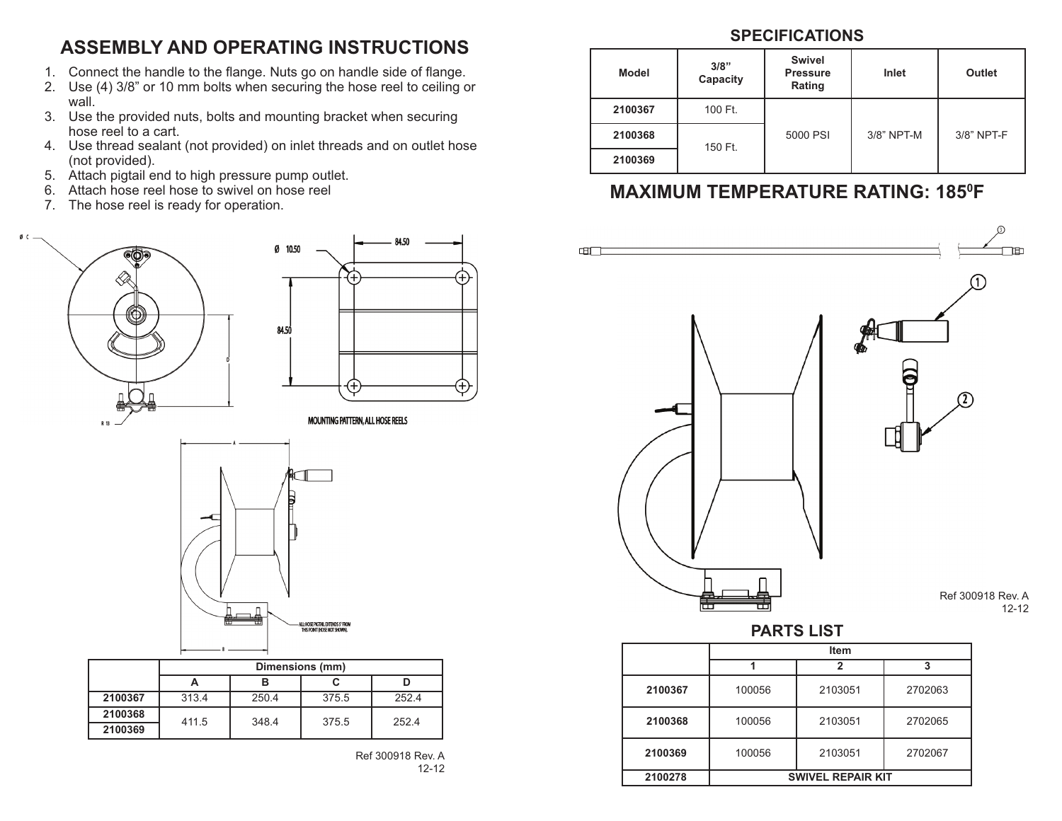## ASSEMBLY AND OPERATING INSTRUCTIONS

1. Connect the handle to the flange. Nuts go on handle side of flange.
2. Use (4) 3/8" or 10 mm bolts when securing the hose reel to ceiling or wall.
3. Use the provided nuts, bolts and mounting bracket when securing hose reel to a cart.
4. Use thread sealant (not provided) on inlet threads and on outlet hose (not provided).
5. Attach pigtail end to high pressure pump outlet.
6. Attach hose reel hose to swivel on hose reel
7. The hose reel is ready for operation.

Ø C

D

R 13

Ø 10.50

84.50

84.50

MOUNTING PATTERN, ALL HOSE REELS

A

B

ALL HOSE PIGTAIL EXTENDS 5' FROM THIS POINT (HOSE NOT SHOWN).

| | Dimensions (mm) | | | |
|---|---|---|---|---|
| | A | B | C | D |
| 2100367 | 313.4 | 250.4 | 375.5 | 252.4 |
| 2100368 | 411.5 | 348.4 | 375.5 | 252.4 |
| 2100369 | | | | |

Ref 300918 Rev. A
12-12

## SPECIFICATIONS

| Model | 3/8" Capacity | Swivel Pressure Rating | Inlet | Outlet |
|---|---|---|---|---|
| 2100367 | 100 Ft. | 5000 PSI | 3/8" NPT-M | 3/8" NPT-F |
| 2100368 | 150 Ft. | | | |
| 2100369 | | | | |

## MAXIMUM TEMPERATURE RATING: 185$^0$F

3

1

2

Ref 300918 Rev. A
12-12

## PARTS LIST

| | Item | | |
|---|---|---|---|
| | 1 | 2 | 3 |
| 2100367 | 100056 | 2103051 | 2702063 |
| 2100368 | 100056 | 2103051 | 2702065 |
| 2100369 | 100056 | 2103051 | 2702067 |
| 2100278 | SWIVEL REPAIR KIT | | |